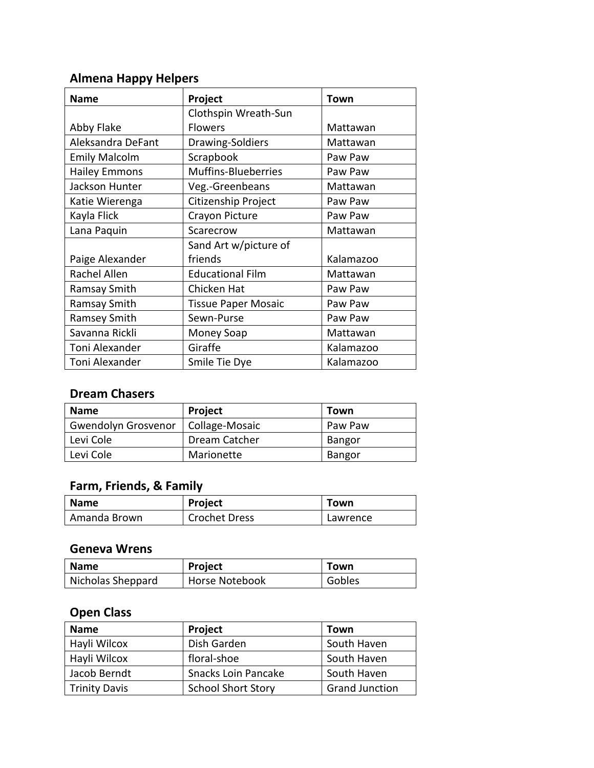## Almena Happy Helpers

| Name | Project | Town |
| --- | --- | --- |
| Abby Flake | Clothspin Wreath-Sun Flowers | Mattawan |
| Aleksandra DeFant | Drawing-Soldiers | Mattawan |
| Emily Malcolm | Scrapbook | Paw Paw |
| Hailey Emmons | Muffins-Blueberries | Paw Paw |
| Jackson Hunter | Veg.-Greenbeans | Mattawan |
| Katie Wierenga | Citizenship Project | Paw Paw |
| Kayla Flick | Crayon Picture | Paw Paw |
| Lana Paquin | Scarecrow | Mattawan |
| Paige Alexander | Sand Art w/picture of friends | Kalamazoo |
| Rachel Allen | Educational Film | Mattawan |
| Ramsay Smith | Chicken Hat | Paw Paw |
| Ramsay Smith | Tissue Paper Mosaic | Paw Paw |
| Ramsey Smith | Sewn-Purse | Paw Paw |
| Savanna Rickli | Money Soap | Mattawan |
| Toni Alexander | Giraffe | Kalamazoo |
| Toni Alexander | Smile Tie Dye | Kalamazoo |

## Dream Chasers

| Name | Project | Town |
| --- | --- | --- |
| Gwendolyn Grosvenor | Collage-Mosaic | Paw Paw |
| Levi Cole | Dream Catcher | Bangor |
| Levi Cole | Marionette | Bangor |

## Farm, Friends, & Family

| Name | Project | Town |
| --- | --- | --- |
| Amanda Brown | Crochet Dress | Lawrence |

## Geneva Wrens

| Name | Project | Town |
| --- | --- | --- |
| Nicholas Sheppard | Horse Notebook | Gobles |

## Open Class

| Name | Project | Town |
| --- | --- | --- |
| Hayli Wilcox | Dish Garden | South Haven |
| Hayli Wilcox | floral-shoe | South Haven |
| Jacob Berndt | Snacks Loin Pancake | South Haven |
| Trinity Davis | School Short Story | Grand Junction |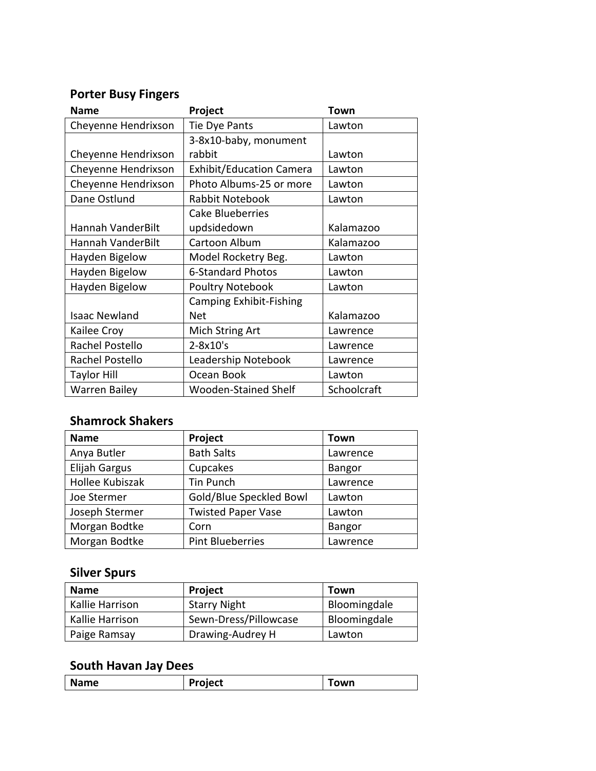## Porter Busy Fingers

| Name | Project | Town |
|---|---|---|
| Cheyenne Hendrixson | Tie Dye Pants | Lawton |
| Cheyenne Hendrixson | 3-8x10-baby, monument rabbit | Lawton |
| Cheyenne Hendrixson | Exhibit/Education Camera | Lawton |
| Cheyenne Hendrixson | Photo Albums-25 or more | Lawton |
| Dane Ostlund | Rabbit Notebook | Lawton |
| Hannah VanderBilt | Cake Blueberries updsidedown | Kalamazoo |
| Hannah VanderBilt | Cartoon Album | Kalamazoo |
| Hayden Bigelow | Model Rocketry Beg. | Lawton |
| Hayden Bigelow | 6-Standard Photos | Lawton |
| Hayden Bigelow | Poultry Notebook | Lawton |
| Isaac Newland | Camping Exhibit-Fishing Net | Kalamazoo |
| Kailee Croy | Mich String Art | Lawrence |
| Rachel Postello | 2-8x10's | Lawrence |
| Rachel Postello | Leadership Notebook | Lawrence |
| Taylor Hill | Ocean Book | Lawton |
| Warren Bailey | Wooden-Stained Shelf | Schoolcraft |

## Shamrock Shakers

| Name | Project | Town |
|---|---|---|
| Anya Butler | Bath Salts | Lawrence |
| Elijah Gargus | Cupcakes | Bangor |
| Hollee Kubiszak | Tin Punch | Lawrence |
| Joe Stermer | Gold/Blue Speckled Bowl | Lawton |
| Joseph Stermer | Twisted Paper Vase | Lawton |
| Morgan Bodtke | Corn | Bangor |
| Morgan Bodtke | Pint Blueberries | Lawrence |

## Silver Spurs

| Name | Project | Town |
|---|---|---|
| Kallie Harrison | Starry Night | Bloomingdale |
| Kallie Harrison | Sewn-Dress/Pillowcase | Bloomingdale |
| Paige Ramsay | Drawing-Audrey H | Lawton |

## South Havan Jay Dees

| Name | Project | Town |
|---|---|---|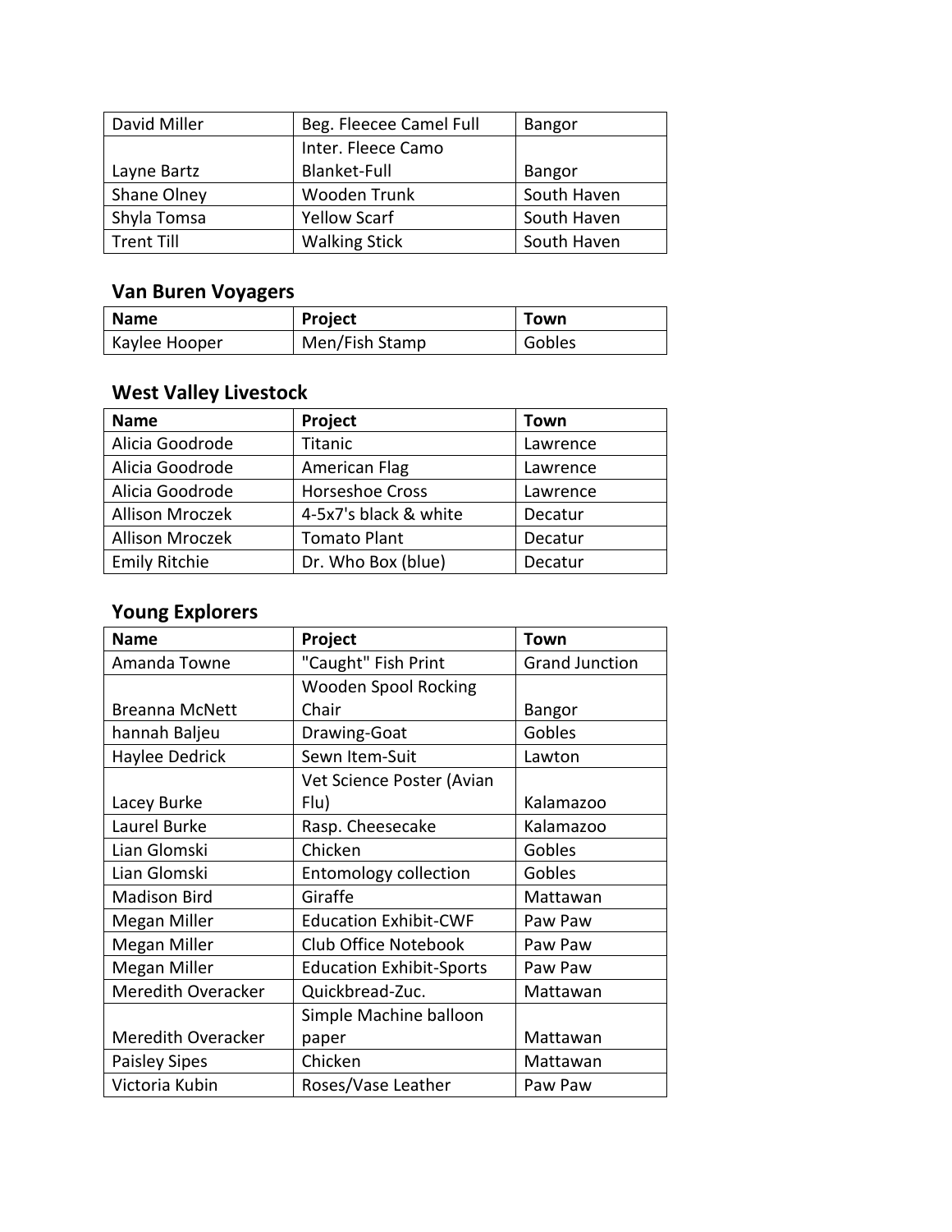| | | |
|---|---|---|
| David Miller | Beg. Fleecee Camel Full | Bangor |
| Layne Bartz | Inter. Fleece Camo Blanket-Full | Bangor |
| Shane Olney | Wooden Trunk | South Haven |
| Shyla Tomsa | Yellow Scarf | South Haven |
| Trent Till | Walking Stick | South Haven |

## Van Buren Voyagers

| Name | Project | Town |
|---|---|---|
| Kaylee Hooper | Men/Fish Stamp | Gobles |

## West Valley Livestock

| Name | Project | Town |
|---|---|---|
| Alicia Goodrode | Titanic | Lawrence |
| Alicia Goodrode | American Flag | Lawrence |
| Alicia Goodrode | Horseshoe Cross | Lawrence |
| Allison Mroczek | 4-5x7's black & white | Decatur |
| Allison Mroczek | Tomato Plant | Decatur |
| Emily Ritchie | Dr. Who Box (blue) | Decatur |

## Young Explorers

| Name | Project | Town |
|---|---|---|
| Amanda Towne | "Caught" Fish Print | Grand Junction |
| Breanna McNett | Wooden Spool Rocking Chair | Bangor |
| hannah Baljeu | Drawing-Goat | Gobles |
| Haylee Dedrick | Sewn Item-Suit | Lawton |
| Lacey Burke | Vet Science Poster (Avian Flu) | Kalamazoo |
| Laurel Burke | Rasp. Cheesecake | Kalamazoo |
| Lian Glomski | Chicken | Gobles |
| Lian Glomski | Entomology collection | Gobles |
| Madison Bird | Giraffe | Mattawan |
| Megan Miller | Education Exhibit-CWF | Paw Paw |
| Megan Miller | Club Office Notebook | Paw Paw |
| Megan Miller | Education Exhibit-Sports | Paw Paw |
| Meredith Overacker | Quickbread-Zuc. | Mattawan |
| Meredith Overacker | Simple Machine balloon paper | Mattawan |
| Paisley Sipes | Chicken | Mattawan |
| Victoria Kubin | Roses/Vase Leather | Paw Paw |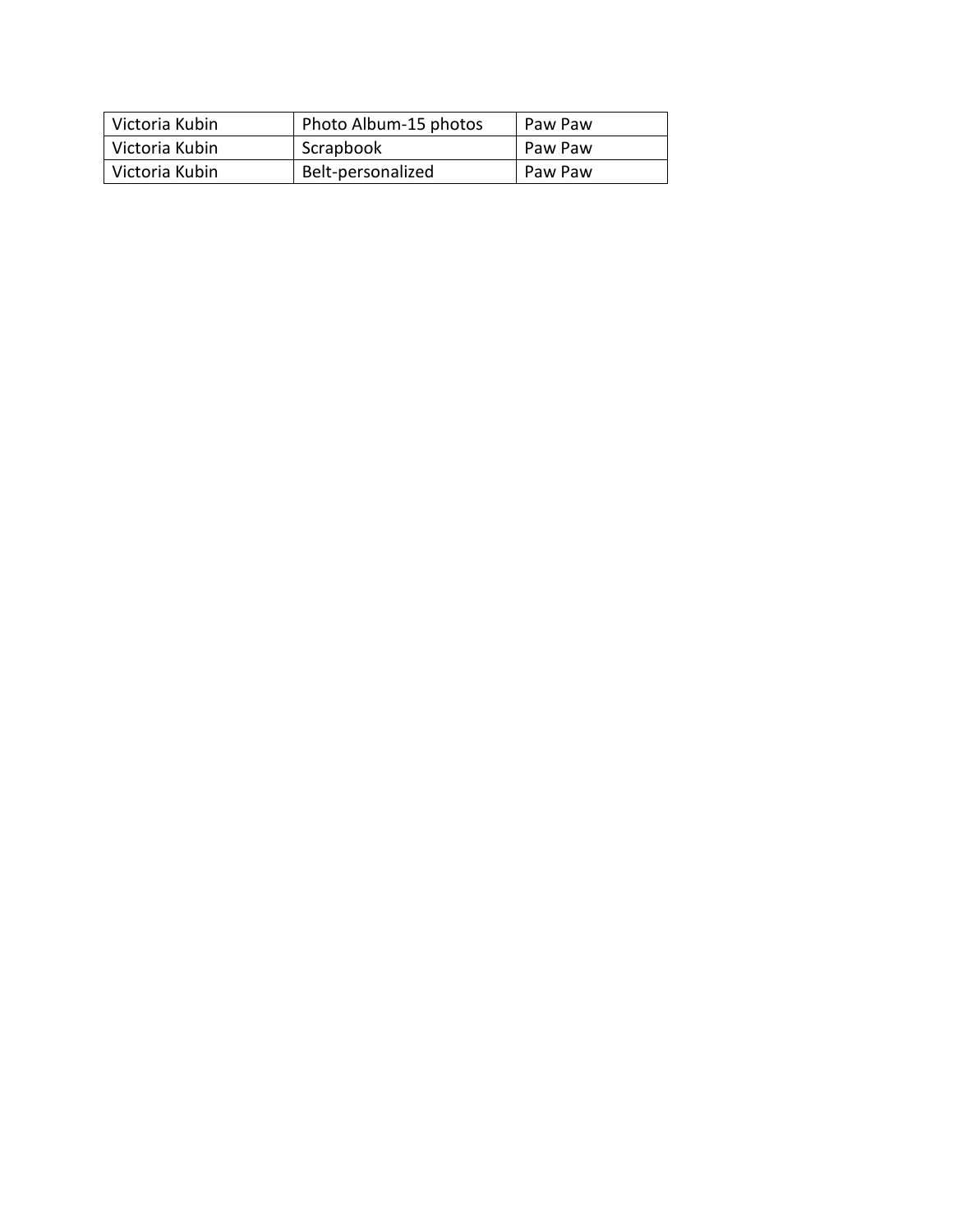| | | |
|---|---|---|
| Victoria Kubin | Photo Album-15 photos | Paw Paw |
| Victoria Kubin | Scrapbook | Paw Paw |
| Victoria Kubin | Belt-personalized | Paw Paw |